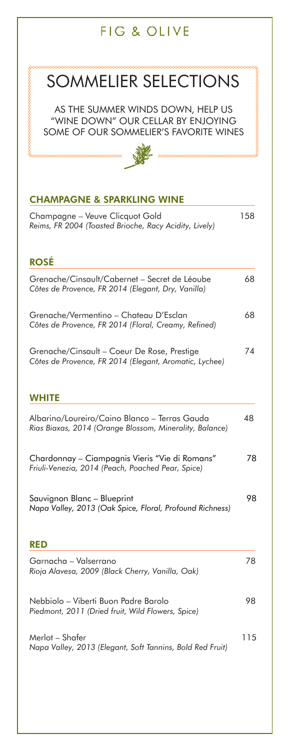# FIG & OLIVE

## SOMMELIER SELECTIONS

AS THE SUMMER WINDS DOWN, HELP US "WINE DOWN" OUR CELLAR BY ENJOYING SOME OF OUR SOMMELIER'S FAVORITE WINES

### CHAMPAGNE & SPARKLING WINE

Champagne – Veuve Clicquot Gold — 158
*Reims, FR 2004 (Toasted Brioche, Racy Acidity, Lively)*

### ROSÉ

Grenache/Cinsault/Cabernet – Secret de Léoube — 68
*Côtes de Provence, FR 2014 (Elegant, Dry, Vanilla)*

Grenache/Vermentino – Chateau D'Esclan — 68
*Côtes de Provence, FR 2014 (Floral, Creamy, Refined)*

Grenache/Cinsault – Coeur De Rose, Prestige — 74
*Côtes de Provence, FR 2014 (Elegant, Aromatic, Lychee)*

### WHITE

Albarino/Loureiro/Caino Blanco – Terras Gauda — 48
*Rias Biaxas, 2014 (Orange Blossom, Minerality, Balance)*

Chardonnay – Ciampagnis Vieris "Vie di Romans" — 78
*Friuli-Venezia, 2014 (Peach, Poached Pear, Spice)*

Sauvignon Blanc – Blueprint — 98
*Napa Valley, 2013 (Oak Spice, Floral, Profound Richness)*

### RED

Garnacha – Valserrano — 78
*Rioja Alavesa, 2009 (Black Cherry, Vanilla, Oak)*

Nebbiolo – Viberti Buon Padre Barolo — 98
*Piedmont, 2011 (Dried fruit, Wild Flowers, Spice)*

Merlot – Shafer — 115
*Napa Valley, 2013 (Elegant, Soft Tannins, Bold Red Fruit)*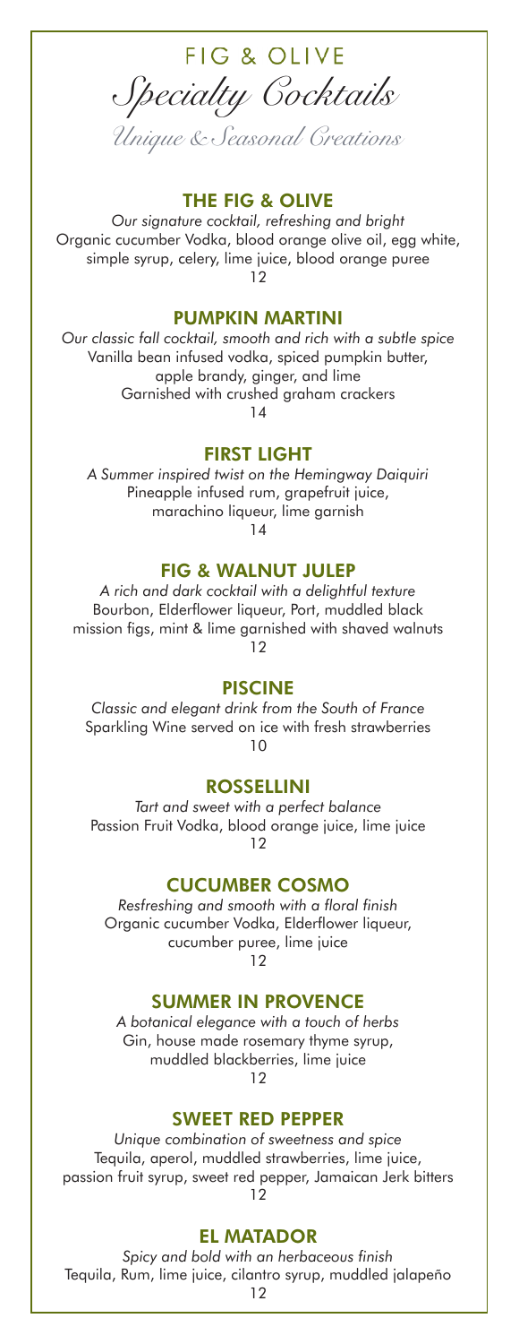# FIG & OLIVE

## *Specialty Cocktails*

*Unique & Seasonal Creations*

### THE FIG & OLIVE

*Our signature cocktail, refreshing and bright*
Organic cucumber Vodka, blood orange olive oil, egg white, simple syrup, celery, lime juice, blood orange puree
12

### PUMPKIN MARTINI

*Our classic fall cocktail, smooth and rich with a subtle spice*
Vanilla bean infused vodka, spiced pumpkin butter, apple brandy, ginger, and lime
Garnished with crushed graham crackers
14

### FIRST LIGHT

*A Summer inspired twist on the Hemingway Daiquiri*
Pineapple infused rum, grapefruit juice, marachino liqueur, lime garnish
14

### FIG & WALNUT JULEP

*A rich and dark cocktail with a delightful texture*
Bourbon, Elderflower liqueur, Port, muddled black mission figs, mint & lime garnished with shaved walnuts
12

### PISCINE

*Classic and elegant drink from the South of France*
Sparkling Wine served on ice with fresh strawberries
10

### ROSSELLINI

*Tart and sweet with a perfect balance*
Passion Fruit Vodka, blood orange juice, lime juice
12

### CUCUMBER COSMO

*Resfreshing and smooth with a floral finish*
Organic cucumber Vodka, Elderflower liqueur, cucumber puree, lime juice
12

### SUMMER IN PROVENCE

*A botanical elegance with a touch of herbs*
Gin, house made rosemary thyme syrup, muddled blackberries, lime juice
12

### SWEET RED PEPPER

*Unique combination of sweetness and spice*
Tequila, aperol, muddled strawberries, lime juice, passion fruit syrup, sweet red pepper, Jamaican Jerk bitters
12

### EL MATADOR

*Spicy and bold with an herbaceous finish*
Tequila, Rum, lime juice, cilantro syrup, muddled jalapeño
12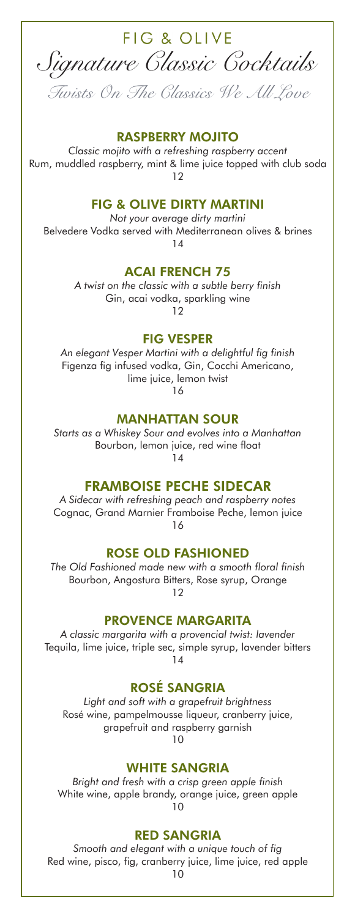FIG & OLIVE

# Signature Classic Cocktails

*Twists On The Classics We All Love*

## RASPBERRY MOJITO

*Classic mojito with a refreshing raspberry accent*
Rum, muddled raspberry, mint & lime juice topped with club soda
12

## FIG & OLIVE DIRTY MARTINI

*Not your average dirty martini*
Belvedere Vodka served with Mediterranean olives & brines
14

## ACAI FRENCH 75

*A twist on the classic with a subtle berry finish*
Gin, acai vodka, sparkling wine
12

## FIG VESPER

*An elegant Vesper Martini with a delightful fig finish*
Figenza fig infused vodka, Gin, Cocchi Americano, lime juice, lemon twist
16

## MANHATTAN SOUR

*Starts as a Whiskey Sour and evolves into a Manhattan*
Bourbon, lemon juice, red wine float
14

## FRAMBOISE PECHE SIDECAR

*A Sidecar with refreshing peach and raspberry notes*
Cognac, Grand Marnier Framboise Peche, lemon juice
16

## ROSE OLD FASHIONED

*The Old Fashioned made new with a smooth floral finish*
Bourbon, Angostura Bitters, Rose syrup, Orange
12

## PROVENCE MARGARITA

*A classic margarita with a provencial twist: lavender*
Tequila, lime juice, triple sec, simple syrup, lavender bitters
14

## ROSÉ SANGRIA

*Light and soft with a grapefruit brightness*
Rosé wine, pampelmousse liqueur, cranberry juice, grapefruit and raspberry garnish
10

## WHITE SANGRIA

*Bright and fresh with a crisp green apple finish*
White wine, apple brandy, orange juice, green apple
10

## RED SANGRIA

*Smooth and elegant with a unique touch of fig*
Red wine, pisco, fig, cranberry juice, lime juice, red apple
10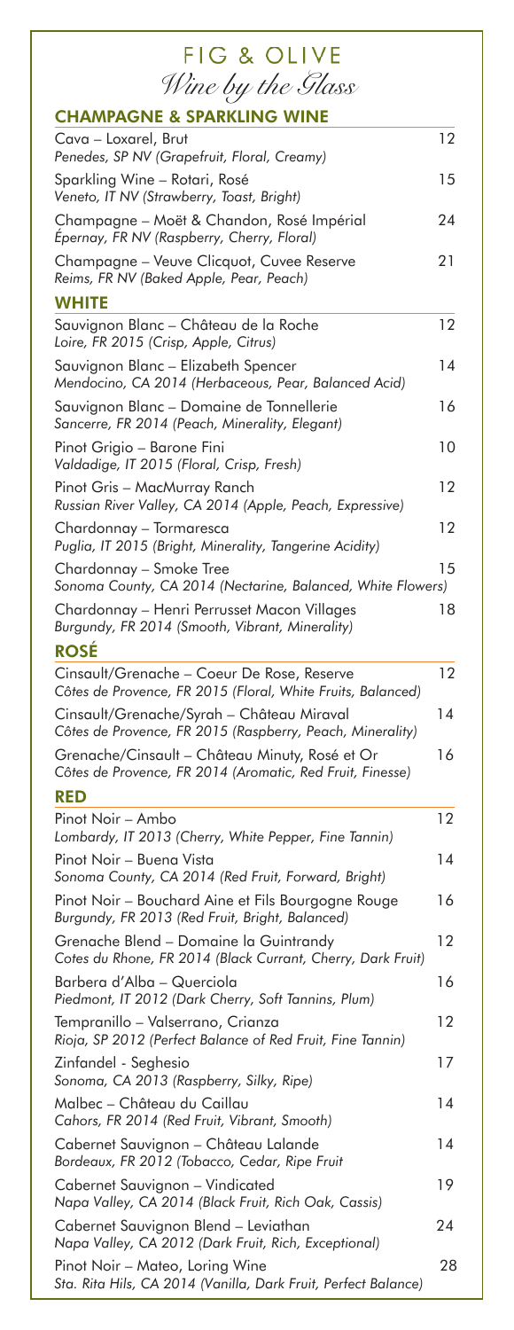# FIG & OLIVE

*Wine by the Glass*

## CHAMPAGNE & SPARKLING WINE

Cava – Loxarel, Brut — 12
*Penedes, SP NV (Grapefruit, Floral, Creamy)*

Sparkling Wine – Rotari, Rosé — 15
*Veneto, IT NV (Strawberry, Toast, Bright)*

Champagne – Moët & Chandon, Rosé Impérial — 24
*Épernay, FR NV (Raspberry, Cherry, Floral)*

Champagne – Veuve Clicquot, Cuvee Reserve — 21
*Reims, FR NV (Baked Apple, Pear, Peach)*

## WHITE

Sauvignon Blanc – Château de la Roche — 12
*Loire, FR 2015 (Crisp, Apple, Citrus)*

Sauvignon Blanc – Elizabeth Spencer — 14
*Mendocino, CA 2014 (Herbaceous, Pear, Balanced Acid)*

Sauvignon Blanc – Domaine de Tonnellerie — 16
*Sancerre, FR 2014 (Peach, Minerality, Elegant)*

Pinot Grigio – Barone Fini — 10
*Valdadige, IT 2015 (Floral, Crisp, Fresh)*

Pinot Gris – MacMurray Ranch — 12
*Russian River Valley, CA 2014 (Apple, Peach, Expressive)*

Chardonnay – Tormaresca — 12
*Puglia, IT 2015 (Bright, Minerality, Tangerine Acidity)*

Chardonnay – Smoke Tree — 15
*Sonoma County, CA 2014 (Nectarine, Balanced, White Flowers)*

Chardonnay – Henri Perrusset Macon Villages — 18
*Burgundy, FR 2014 (Smooth, Vibrant, Minerality)*

## ROSÉ

Cinsault/Grenache – Coeur De Rose, Reserve — 12
*Côtes de Provence, FR 2015 (Floral, White Fruits, Balanced)*

Cinsault/Grenache/Syrah – Château Miraval — 14
*Côtes de Provence, FR 2015 (Raspberry, Peach, Minerality)*

Grenache/Cinsault – Château Minuty, Rosé et Or — 16
*Côtes de Provence, FR 2014 (Aromatic, Red Fruit, Finesse)*

## RED

Pinot Noir – Ambo — 12
*Lombardy, IT 2013 (Cherry, White Pepper, Fine Tannin)*

Pinot Noir – Buena Vista — 14
*Sonoma County, CA 2014 (Red Fruit, Forward, Bright)*

Pinot Noir – Bouchard Aine et Fils Bourgogne Rouge — 16
*Burgundy, FR 2013 (Red Fruit, Bright, Balanced)*

Grenache Blend – Domaine la Guintrandy — 12
*Cotes du Rhone, FR 2014 (Black Currant, Cherry, Dark Fruit)*

Barbera d'Alba – Querciola — 16
*Piedmont, IT 2012 (Dark Cherry, Soft Tannins, Plum)*

Tempranillo – Valserrano, Crianza — 12
*Rioja, SP 2012 (Perfect Balance of Red Fruit, Fine Tannin)*

Zinfandel - Seghesio — 17
*Sonoma, CA 2013 (Raspberry, Silky, Ripe)*

Malbec – Château du Caillau — 14
*Cahors, FR 2014 (Red Fruit, Vibrant, Smooth)*

Cabernet Sauvignon – Château Lalande — 14
*Bordeaux, FR 2012 (Tobacco, Cedar, Ripe Fruit*

Cabernet Sauvignon – Vindicated — 19
*Napa Valley, CA 2014 (Black Fruit, Rich Oak, Cassis)*

Cabernet Sauvignon Blend – Leviathan — 24
*Napa Valley, CA 2012 (Dark Fruit, Rich, Exceptional)*

Pinot Noir – Mateo, Loring Wine — 28
*Sta. Rita Hils, CA 2014 (Vanilla, Dark Fruit, Perfect Balance)*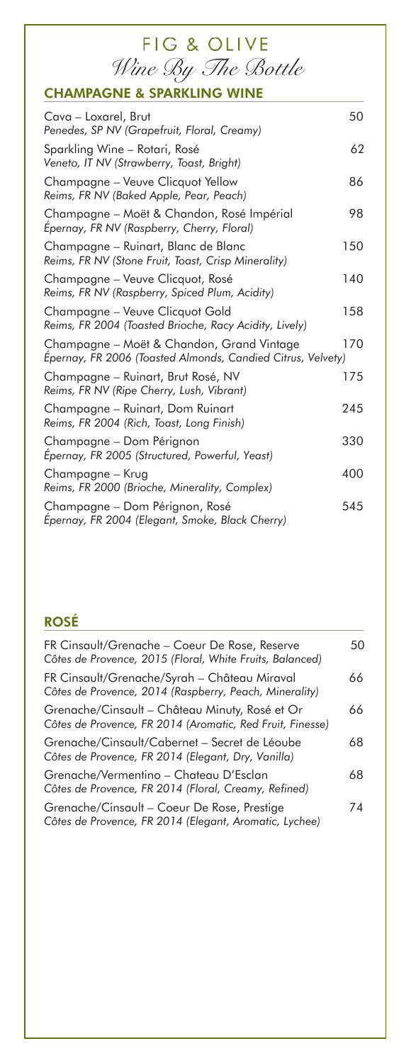# FIG & OLIVE

*Wine By The Bottle*

## CHAMPAGNE & SPARKLING WINE

| Wine | Price |
|---|---|
| Cava – Loxarel, Brut<br>*Penedes, SP NV (Grapefruit, Floral, Creamy)* | 50 |
| Sparkling Wine – Rotari, Rosé<br>*Veneto, IT NV (Strawberry, Toast, Bright)* | 62 |
| Champagne – Veuve Clicquot Yellow<br>*Reims, FR NV (Baked Apple, Pear, Peach)* | 86 |
| Champagne – Moët & Chandon, Rosé Impérial<br>*Épernay, FR NV (Raspberry, Cherry, Floral)* | 98 |
| Champagne – Ruinart, Blanc de Blanc<br>*Reims, FR NV (Stone Fruit, Toast, Crisp Minerality)* | 150 |
| Champagne – Veuve Clicquot, Rosé<br>*Reims, FR NV (Raspberry, Spiced Plum, Acidity)* | 140 |
| Champagne – Veuve Clicquot Gold<br>*Reims, FR 2004 (Toasted Brioche, Racy Acidity, Lively)* | 158 |
| Champagne – Moët & Chandon, Grand Vintage<br>*Épernay, FR 2006 (Toasted Almonds, Candied Citrus, Velvety)* | 170 |
| Champagne – Ruinart, Brut Rosé, NV<br>*Reims, FR NV (Ripe Cherry, Lush, Vibrant)* | 175 |
| Champagne – Ruinart, Dom Ruinart<br>*Reims, FR 2004 (Rich, Toast, Long Finish)* | 245 |
| Champagne – Dom Pérignon<br>*Épernay, FR 2005 (Structured, Powerful, Yeast)* | 330 |
| Champagne – Krug<br>*Reims, FR 2000 (Brioche, Minerality, Complex)* | 400 |
| Champagne – Dom Pérignon, Rosé<br>*Épernay, FR 2004 (Elegant, Smoke, Black Cherry)* | 545 |

## ROSÉ

| Wine | Price |
|---|---|
| FR Cinsault/Grenache – Coeur De Rose, Reserve<br>*Côtes de Provence, 2015 (Floral, White Fruits, Balanced)* | 50 |
| FR Cinsault/Grenache/Syrah – Château Miraval<br>*Côtes de Provence, 2014 (Raspberry, Peach, Minerality)* | 66 |
| Grenache/Cinsault – Château Minuty, Rosé et Or<br>*Côtes de Provence, FR 2014 (Aromatic, Red Fruit, Finesse)* | 66 |
| Grenache/Cinsault/Cabernet – Secret de Léoube<br>*Côtes de Provence, FR 2014 (Elegant, Dry, Vanilla)* | 68 |
| Grenache/Vermentino – Chateau D'Esclan<br>*Côtes de Provence, FR 2014 (Floral, Creamy, Refined)* | 68 |
| Grenache/Cinsault – Coeur De Rose, Prestige<br>*Côtes de Provence, FR 2014 (Elegant, Aromatic, Lychee)* | 74 |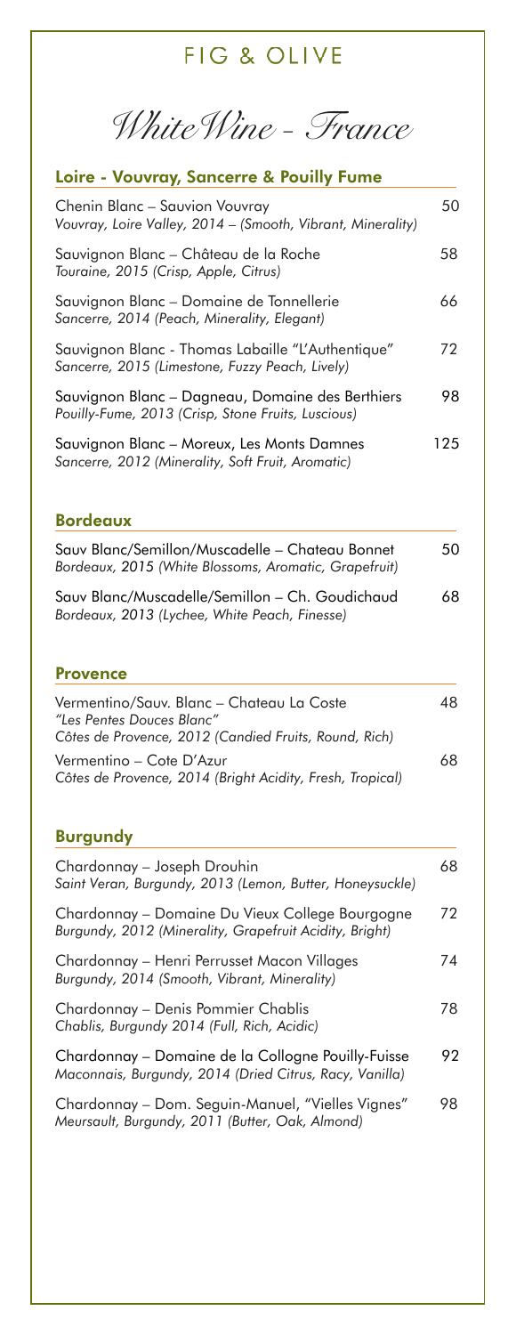# FIG & OLIVE

## *White Wine - France*

### Loire - Vouvray, Sancerre & Pouilly Fume

| | |
|---|---|
| Chenin Blanc – Sauvion Vouvray<br>*Vouvray, Loire Valley, 2014 – (Smooth, Vibrant, Minerality)* | 50 |
| Sauvignon Blanc – Château de la Roche<br>*Touraine, 2015 (Crisp, Apple, Citrus)* | 58 |
| Sauvignon Blanc – Domaine de Tonnellerie<br>*Sancerre, 2014 (Peach, Minerality, Elegant)* | 66 |
| Sauvignon Blanc - Thomas Labaille "L'Authentique"<br>*Sancerre, 2015 (Limestone, Fuzzy Peach, Lively)* | 72 |
| Sauvignon Blanc – Dagneau, Domaine des Berthiers<br>*Pouilly-Fume, 2013 (Crisp, Stone Fruits, Luscious)* | 98 |
| Sauvignon Blanc – Moreux, Les Monts Damnes<br>*Sancerre, 2012 (Minerality, Soft Fruit, Aromatic)* | 125 |

### Bordeaux

| | |
|---|---|
| Sauv Blanc/Semillon/Muscadelle – Chateau Bonnet<br>*Bordeaux, 2015 (White Blossoms, Aromatic, Grapefruit)* | 50 |
| Sauv Blanc/Muscadelle/Semillon – Ch. Goudichaud<br>*Bordeaux, 2013 (Lychee, White Peach, Finesse)* | 68 |

### Provence

| | |
|---|---|
| Vermentino/Sauv. Blanc – Chateau La Coste<br>*"Les Pentes Douces Blanc"*<br>*Côtes de Provence, 2012 (Candied Fruits, Round, Rich)* | 48 |
| Vermentino – Cote D'Azur<br>*Côtes de Provence, 2014 (Bright Acidity, Fresh, Tropical)* | 68 |

### Burgundy

| | |
|---|---|
| Chardonnay – Joseph Drouhin<br>*Saint Veran, Burgundy, 2013 (Lemon, Butter, Honeysuckle)* | 68 |
| Chardonnay – Domaine Du Vieux College Bourgogne<br>*Burgundy, 2012 (Minerality, Grapefruit Acidity, Bright)* | 72 |
| Chardonnay – Henri Perrusset Macon Villages<br>*Burgundy, 2014 (Smooth, Vibrant, Minerality)* | 74 |
| Chardonnay – Denis Pommier Chablis<br>*Chablis, Burgundy 2014 (Full, Rich, Acidic)* | 78 |
| Chardonnay – Domaine de la Collogne Pouilly-Fuisse<br>*Maconnais, Burgundy, 2014 (Dried Citrus, Racy, Vanilla)* | 92 |
| Chardonnay – Dom. Seguin-Manuel, "Vielles Vignes"<br>*Meursault, Burgundy, 2011 (Butter, Oak, Almond)* | 98 |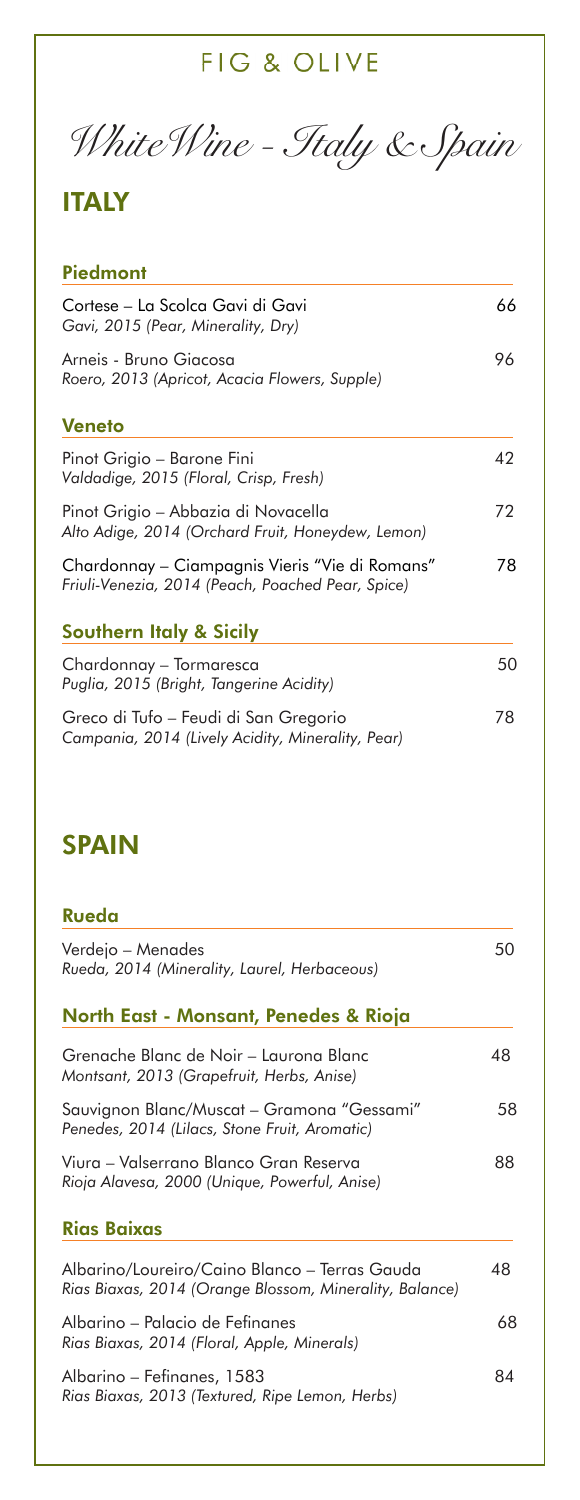FIG & OLIVE

# White Wine - Italy & Spain

## ITALY

### Piedmont

Cortese – La Scolca Gavi di Gavi — 66
*Gavi, 2015 (Pear, Minerality, Dry)*

Arneis - Bruno Giacosa — 96
*Roero, 2013 (Apricot, Acacia Flowers, Supple)*

### Veneto

Pinot Grigio – Barone Fini — 42
*Valdadige, 2015 (Floral, Crisp, Fresh)*

Pinot Grigio – Abbazia di Novacella — 72
*Alto Adige, 2014 (Orchard Fruit, Honeydew, Lemon)*

Chardonnay – Ciampagnis Vieris "Vie di Romans" — 78
*Friuli-Venezia, 2014 (Peach, Poached Pear, Spice)*

### Southern Italy & Sicily

Chardonnay – Tormaresca — 50
*Puglia, 2015 (Bright, Tangerine Acidity)*

Greco di Tufo – Feudi di San Gregorio — 78
*Campania, 2014 (Lively Acidity, Minerality, Pear)*

## SPAIN

### Rueda

Verdejo – Menades — 50
*Rueda, 2014 (Minerality, Laurel, Herbaceous)*

### North East - Monsant, Penedes & Rioja

Grenache Blanc de Noir – Laurona Blanc — 48
*Montsant, 2013 (Grapefruit, Herbs, Anise)*

Sauvignon Blanc/Muscat – Gramona "Gessami" — 58
*Penedes, 2014 (Lilacs, Stone Fruit, Aromatic)*

Viura – Valserrano Blanco Gran Reserva — 88
*Rioja Alavesa, 2000 (Unique, Powerful, Anise)*

### Rias Baixas

Albarino/Loureiro/Caino Blanco – Terras Gauda — 48
*Rias Biaxas, 2014 (Orange Blossom, Minerality, Balance)*

Albarino – Palacio de Fefinanes — 68
*Rias Biaxas, 2014 (Floral, Apple, Minerals)*

Albarino – Fefinanes, 1583 — 84
*Rias Biaxas, 2013 (Textured, Ripe Lemon, Herbs)*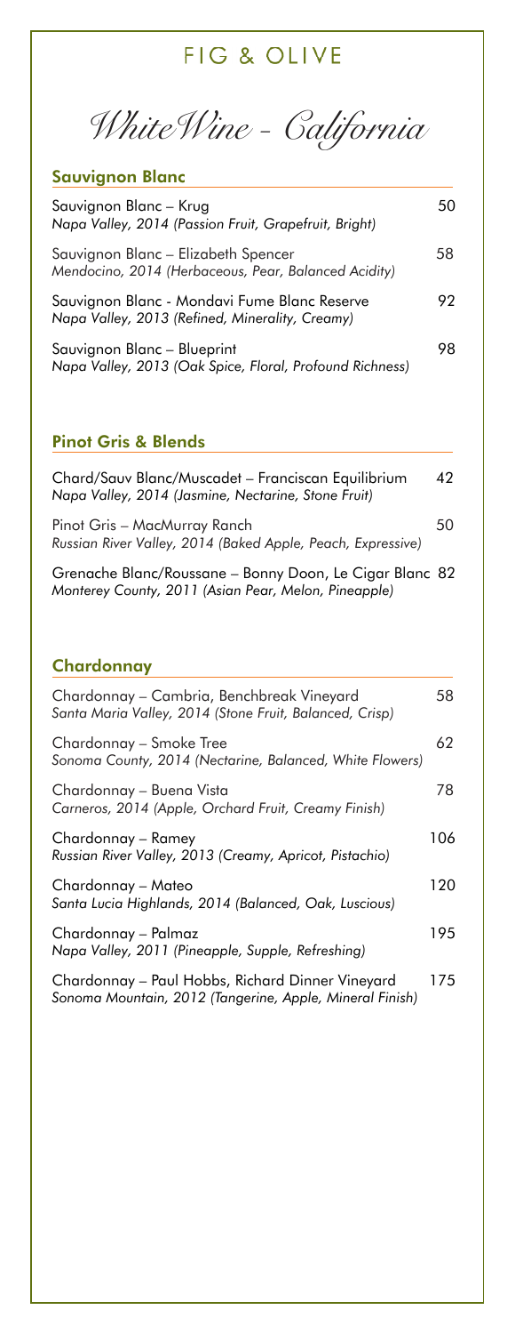# FIG & OLIVE

## White Wine - California

### Sauvignon Blanc

Sauvignon Blanc – Krug — 50
*Napa Valley, 2014 (Passion Fruit, Grapefruit, Bright)*

Sauvignon Blanc – Elizabeth Spencer — 58
*Mendocino, 2014 (Herbaceous, Pear, Balanced Acidity)*

Sauvignon Blanc - Mondavi Fume Blanc Reserve — 92
*Napa Valley, 2013 (Refined, Minerality, Creamy)*

Sauvignon Blanc – Blueprint — 98
*Napa Valley, 2013 (Oak Spice, Floral, Profound Richness)*

### Pinot Gris & Blends

Chard/Sauv Blanc/Muscadet – Franciscan Equilibrium — 42
*Napa Valley, 2014 (Jasmine, Nectarine, Stone Fruit)*

Pinot Gris – MacMurray Ranch — 50
*Russian River Valley, 2014 (Baked Apple, Peach, Expressive)*

Grenache Blanc/Roussane – Bonny Doon, Le Cigar Blanc — 82
*Monterey County, 2011 (Asian Pear, Melon, Pineapple)*

### Chardonnay

Chardonnay – Cambria, Benchbreak Vineyard — 58
*Santa Maria Valley, 2014 (Stone Fruit, Balanced, Crisp)*

Chardonnay – Smoke Tree — 62
*Sonoma County, 2014 (Nectarine, Balanced, White Flowers)*

Chardonnay – Buena Vista — 78
*Carneros, 2014 (Apple, Orchard Fruit, Creamy Finish)*

Chardonnay – Ramey — 106
*Russian River Valley, 2013 (Creamy, Apricot, Pistachio)*

Chardonnay – Mateo — 120
*Santa Lucia Highlands, 2014 (Balanced, Oak, Luscious)*

Chardonnay – Palmaz — 195
*Napa Valley, 2011 (Pineapple, Supple, Refreshing)*

Chardonnay – Paul Hobbs, Richard Dinner Vineyard — 175
*Sonoma Mountain, 2012 (Tangerine, Apple, Mineral Finish)*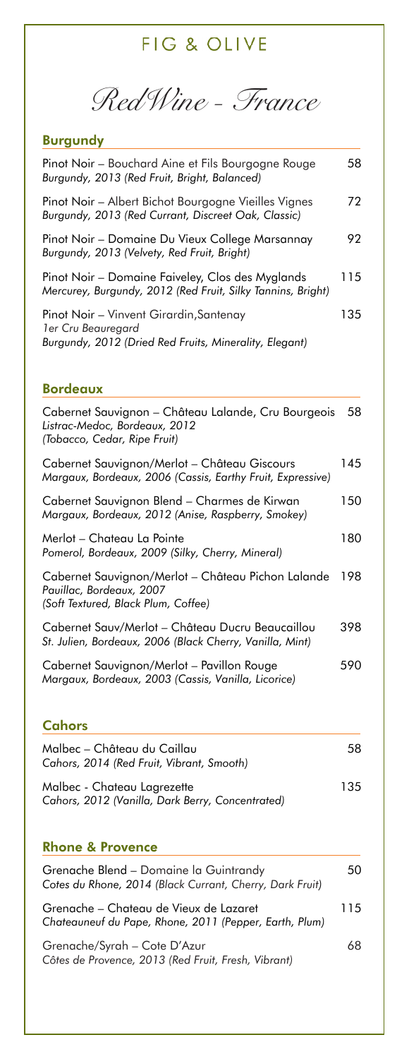# FIG & OLIVE

## Red Wine - France

### Burgundy

| Wine | Price |
|---|---|
| Pinot Noir – Bouchard Aine et Fils Bourgogne Rouge<br>*Burgundy, 2013 (Red Fruit, Bright, Balanced)* | 58 |
| Pinot Noir – Albert Bichot Bourgogne Vieilles Vignes<br>*Burgundy, 2013 (Red Currant, Discreet Oak, Classic)* | 72 |
| Pinot Noir – Domaine Du Vieux College Marsannay<br>*Burgundy, 2013 (Velvety, Red Fruit, Bright)* | 92 |
| Pinot Noir – Domaine Faiveley, Clos des Myglands<br>*Mercurey, Burgundy, 2012 (Red Fruit, Silky Tannins, Bright)* | 115 |
| Pinot Noir – Vinvent Girardin,Santenay<br>*1er Cru Beauregard*<br>*Burgundy, 2012 (Dried Red Fruits, Minerality, Elegant)* | 135 |

### Bordeaux

| Wine | Price |
|---|---|
| Cabernet Sauvignon – Château Lalande, Cru Bourgeois<br>*Listrac-Medoc, Bordeaux, 2012*<br>*(Tobacco, Cedar, Ripe Fruit)* | 58 |
| Cabernet Sauvignon/Merlot – Château Giscours<br>*Margaux, Bordeaux, 2006 (Cassis, Earthy Fruit, Expressive)* | 145 |
| Cabernet Sauvignon Blend – Charmes de Kirwan<br>*Margaux, Bordeaux, 2012 (Anise, Raspberry, Smokey)* | 150 |
| Merlot – Chateau La Pointe<br>*Pomerol, Bordeaux, 2009 (Silky, Cherry, Mineral)* | 180 |
| Cabernet Sauvignon/Merlot – Château Pichon Lalande<br>*Pauillac, Bordeaux, 2007*<br>*(Soft Textured, Black Plum, Coffee)* | 198 |
| Cabernet Sauv/Merlot – Château Ducru Beaucaillou<br>*St. Julien, Bordeaux, 2006 (Black Cherry, Vanilla, Mint)* | 398 |
| Cabernet Sauvignon/Merlot – Pavillon Rouge<br>*Margaux, Bordeaux, 2003 (Cassis, Vanilla, Licorice)* | 590 |

### Cahors

| Wine | Price |
|---|---|
| Malbec – Château du Caillau<br>*Cahors, 2014 (Red Fruit, Vibrant, Smooth)* | 58 |
| Malbec - Chateau Lagrezette<br>*Cahors, 2012 (Vanilla, Dark Berry, Concentrated)* | 135 |

### Rhone & Provence

| Wine | Price |
|---|---|
| Grenache Blend – Domaine la Guintrandy<br>*Cotes du Rhone, 2014 (Black Currant, Cherry, Dark Fruit)* | 50 |
| Grenache – Chateau de Vieux de Lazaret<br>*Chateauneuf du Pape, Rhone, 2011 (Pepper, Earth, Plum)* | 115 |
| Grenache/Syrah – Cote D'Azur<br>*Côtes de Provence, 2013 (Red Fruit, Fresh, Vibrant)* | 68 |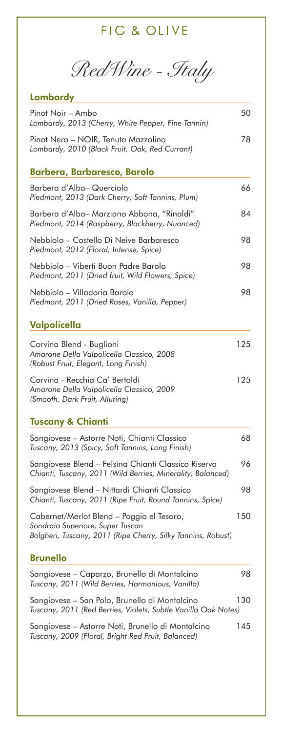# FIG & OLIVE

## *Red Wine - Italy*

### Lombardy

Pinot Noir – Ambo — 50
*Lombardy, 2013 (Cherry, White Pepper, Fine Tannin)*

Pinot Nero – NOIR, Tenuta Mazzolino — 78
*Lombardy, 2010 (Black Fruit, Oak, Red Currant)*

### Barbera, Barbaresco, Barolo

Barbera d'Alba– Querciola — 66
*Piedmont, 2013 (Dark Cherry, Soft Tannins, Plum)*

Barbera d'Alba– Marziano Abbona, "Rinaldi" — 84
*Piedmont, 2014 (Raspberry, Blackberry, Nuanced)*

Nebbiolo – Castello Di Neive Barbaresco — 98
*Piedmont, 2012 (Floral, Intense, Spice)*

Nebbiolo – Viberti Buon Padre Barolo — 98
*Piedmont, 2011 (Dried fruit, Wild Flowers, Spice)*

Nebbiolo – Villadoria Barolo — 98
*Piedmont, 2011 (Dried Roses, Vanilla, Pepper)*

### Valpolicella

Corvina Blend - Buglioni — 125
*Amarone Della Valpolicella Classico, 2008*
*(Robust Fruit, Elegant, Long Finish)*

Corvina - Recchia Ca' Bertoldi — 125
*Amarone Della Valpolicella Classico, 2009*
*(Smooth, Dark Fruit, Alluring)*

### Tuscany & Chianti

Sangiovese – Astorre Noti, Chianti Classico — 68
*Tuscany, 2013 (Spicy, Soft Tannins, Long Finish)*

Sangiovese Blend – Felsina Chianti Classico Riserva — 96
*Chianti, Tuscany, 2011 (Wild Berries, Minerality, Balanced)*

Sangiovese Blend – Nittardi Chianti Classico — 98
*Chianti, Tuscany, 2011 (Ripe Fruit, Round Tannins, Spice)*

Cabernet/Merlot Blend – Poggio el Tesoro, — 150
*Sondraia Superiore, Super Tuscan*
*Bolgheri, Tuscany, 2011 (Ripe Cherry, Silky Tannins, Robust)*

### Brunello

Sangiovese – Caparzo, Brunello di Montalcino — 98
*Tuscany, 2011 (Wild Berries, Harmonious, Vanilla)*

Sangiovese – San Polo, Brunello di Montalcino — 130
*Tuscany, 2011 (Red Berries, Violets, Subtle Vanilla Oak Notes)*

Sangiovese – Astorre Noti, Brunello di Montalcino — 145
*Tuscany, 2009 (Floral, Bright Red Fruit, Balanced)*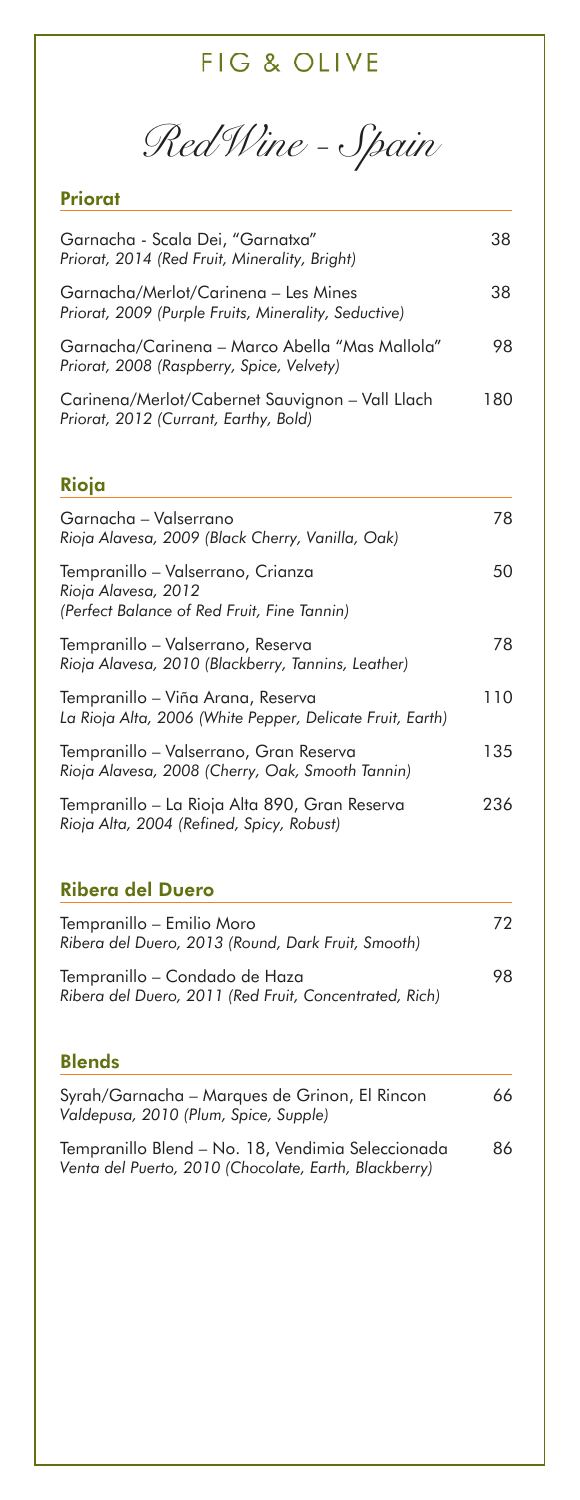# FIG & OLIVE

## Red Wine - Spain

### Priorat

| Wine | Price |
|---|---|
| Garnacha - Scala Dei, "Garnatxa"<br>*Priorat, 2014 (Red Fruit, Minerality, Bright)* | 38 |
| Garnacha/Merlot/Carinena – Les Mines<br>*Priorat, 2009 (Purple Fruits, Minerality, Seductive)* | 38 |
| Garnacha/Carinena – Marco Abella "Mas Mallola"<br>*Priorat, 2008 (Raspberry, Spice, Velvety)* | 98 |
| Carinena/Merlot/Cabernet Sauvignon – Vall Llach<br>*Priorat, 2012 (Currant, Earthy, Bold)* | 180 |

### Rioja

| Wine | Price |
|---|---|
| Garnacha – Valserrano<br>*Rioja Alavesa, 2009 (Black Cherry, Vanilla, Oak)* | 78 |
| Tempranillo – Valserrano, Crianza<br>*Rioja Alavesa, 2012*<br>*(Perfect Balance of Red Fruit, Fine Tannin)* | 50 |
| Tempranillo – Valserrano, Reserva<br>*Rioja Alavesa, 2010 (Blackberry, Tannins, Leather)* | 78 |
| Tempranillo – Viña Arana, Reserva<br>*La Rioja Alta, 2006 (White Pepper, Delicate Fruit, Earth)* | 110 |
| Tempranillo – Valserrano, Gran Reserva<br>*Rioja Alavesa, 2008 (Cherry, Oak, Smooth Tannin)* | 135 |
| Tempranillo – La Rioja Alta 890, Gran Reserva<br>*Rioja Alta, 2004 (Refined, Spicy, Robust)* | 236 |

### Ribera del Duero

| Wine | Price |
|---|---|
| Tempranillo – Emilio Moro<br>*Ribera del Duero, 2013 (Round, Dark Fruit, Smooth)* | 72 |
| Tempranillo – Condado de Haza<br>*Ribera del Duero, 2011 (Red Fruit, Concentrated, Rich)* | 98 |

### Blends

| Wine | Price |
|---|---|
| Syrah/Garnacha – Marques de Grinon, El Rincon<br>*Valdepusa, 2010 (Plum, Spice, Supple)* | 66 |
| Tempranillo Blend – No. 18, Vendimia Seleccionada<br>*Venta del Puerto, 2010 (Chocolate, Earth, Blackberry)* | 86 |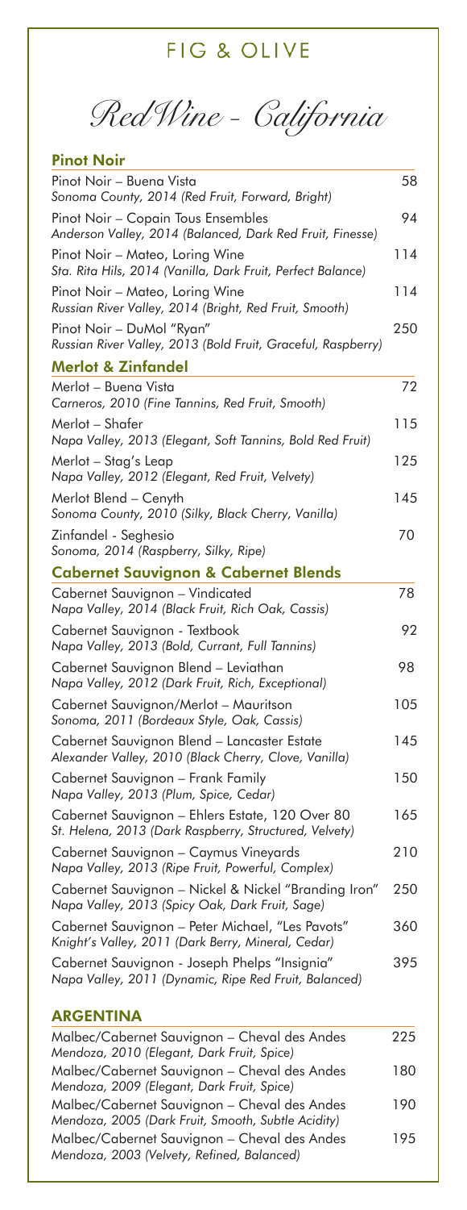# FIG & OLIVE

## *Red Wine - California*

### Pinot Noir

| | |
|---|---|
| Pinot Noir – Buena Vista<br>*Sonoma County, 2014 (Red Fruit, Forward, Bright)* | 58 |
| Pinot Noir – Copain Tous Ensembles<br>*Anderson Valley, 2014 (Balanced, Dark Red Fruit, Finesse)* | 94 |
| Pinot Noir – Mateo, Loring Wine<br>*Sta. Rita Hils, 2014 (Vanilla, Dark Fruit, Perfect Balance)* | 114 |
| Pinot Noir – Mateo, Loring Wine<br>*Russian River Valley, 2014 (Bright, Red Fruit, Smooth)* | 114 |
| Pinot Noir – DuMol "Ryan"<br>*Russian River Valley, 2013 (Bold Fruit, Graceful, Raspberry)* | 250 |

### Merlot & Zinfandel

| | |
|---|---|
| Merlot – Buena Vista<br>*Carneros, 2010 (Fine Tannins, Red Fruit, Smooth)* | 72 |
| Merlot – Shafer<br>*Napa Valley, 2013 (Elegant, Soft Tannins, Bold Red Fruit)* | 115 |
| Merlot – Stag's Leap<br>*Napa Valley, 2012 (Elegant, Red Fruit, Velvety)* | 125 |
| Merlot Blend – Cenyth<br>*Sonoma County, 2010 (Silky, Black Cherry, Vanilla)* | 145 |
| Zinfandel - Seghesio<br>*Sonoma, 2014 (Raspberry, Silky, Ripe)* | 70 |

### Cabernet Sauvignon & Cabernet Blends

| | |
|---|---|
| Cabernet Sauvignon – Vindicated<br>*Napa Valley, 2014 (Black Fruit, Rich Oak, Cassis)* | 78 |
| Cabernet Sauvignon - Textbook<br>*Napa Valley, 2013 (Bold, Currant, Full Tannins)* | 92 |
| Cabernet Sauvignon Blend – Leviathan<br>*Napa Valley, 2012 (Dark Fruit, Rich, Exceptional)* | 98 |
| Cabernet Sauvignon/Merlot – Mauritson<br>*Sonoma, 2011 (Bordeaux Style, Oak, Cassis)* | 105 |
| Cabernet Sauvignon Blend – Lancaster Estate<br>*Alexander Valley, 2010 (Black Cherry, Clove, Vanilla)* | 145 |
| Cabernet Sauvignon – Frank Family<br>*Napa Valley, 2013 (Plum, Spice, Cedar)* | 150 |
| Cabernet Sauvignon – Ehlers Estate, 120 Over 80<br>*St. Helena, 2013 (Dark Raspberry, Structured, Velvety)* | 165 |
| Cabernet Sauvignon – Caymus Vineyards<br>*Napa Valley, 2013 (Ripe Fruit, Powerful, Complex)* | 210 |
| Cabernet Sauvignon – Nickel & Nickel "Branding Iron"<br>*Napa Valley, 2013 (Spicy Oak, Dark Fruit, Sage)* | 250 |
| Cabernet Sauvignon – Peter Michael, "Les Pavots"<br>*Knight's Valley, 2011 (Dark Berry, Mineral, Cedar)* | 360 |
| Cabernet Sauvignon - Joseph Phelps "Insignia"<br>*Napa Valley, 2011 (Dynamic, Ripe Red Fruit, Balanced)* | 395 |

### ARGENTINA

| | |
|---|---|
| Malbec/Cabernet Sauvignon – Cheval des Andes<br>*Mendoza, 2010 (Elegant, Dark Fruit, Spice)* | 225 |
| Malbec/Cabernet Sauvignon – Cheval des Andes<br>*Mendoza, 2009 (Elegant, Dark Fruit, Spice)* | 180 |
| Malbec/Cabernet Sauvignon – Cheval des Andes<br>*Mendoza, 2005 (Dark Fruit, Smooth, Subtle Acidity)* | 190 |
| Malbec/Cabernet Sauvignon – Cheval des Andes<br>*Mendoza, 2003 (Velvety, Refined, Balanced)* | 195 |